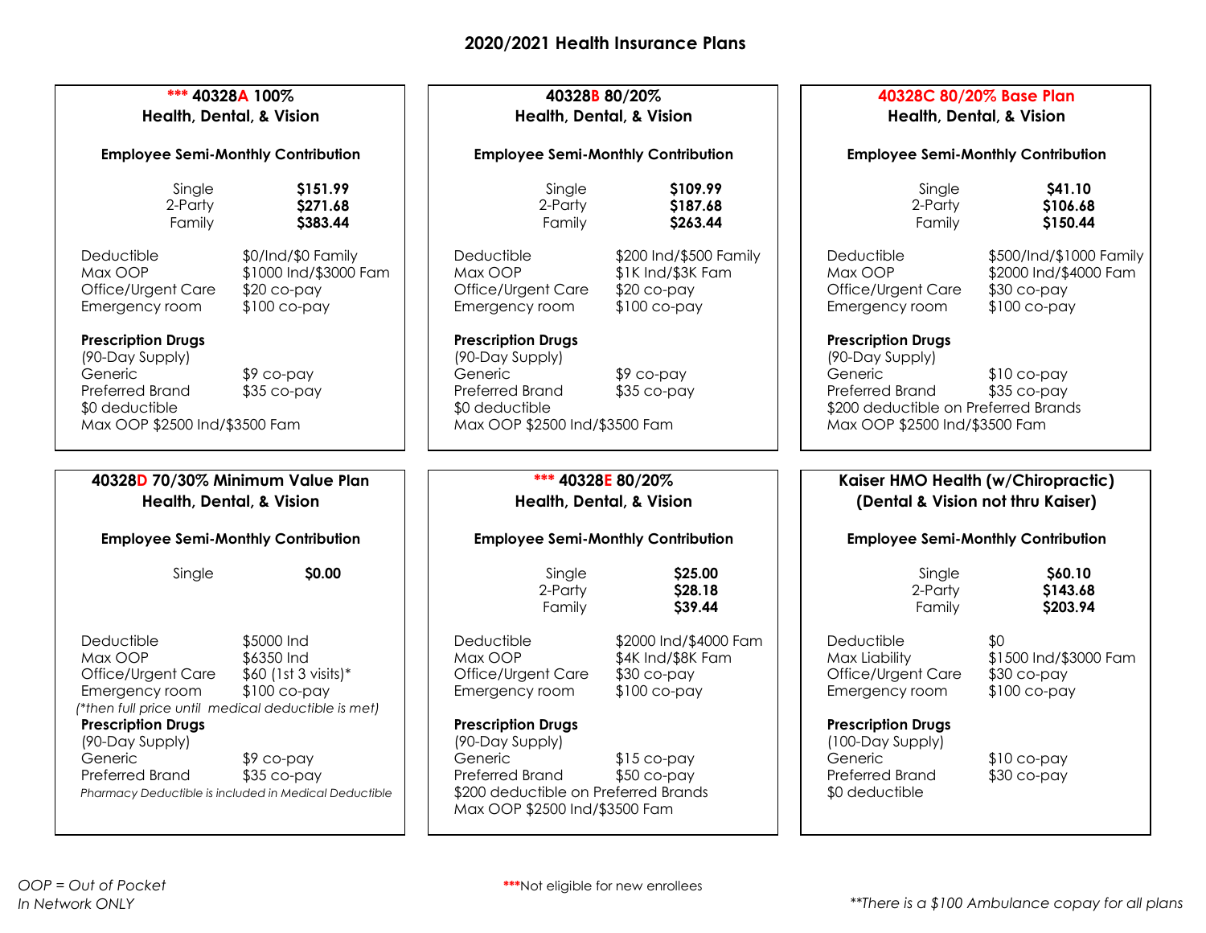# 2020/2021 Health Insurance Plans

## *** 40328A 100%
### Health, Dental, & Vision

**Employee Semi-Monthly Contribution**

| | |
|---|---|
| Single | **$151.99** |
| 2-Party | **$271.68** |
| Family | **$383.44** |

| | |
|---|---|
| Deductible | $0/Ind/$0 Family |
| Max OOP | $1000 Ind/$3000 Fam |
| Office/Urgent Care | $20 co-pay |
| Emergency room | $100 co-pay |

**Prescription Drugs**
(90-Day Supply)

| | |
|---|---|
| Generic | $9 co-pay |
| Preferred Brand | $35 co-pay |

$0 deductible
Max OOP $2500 Ind/$3500 Fam

## 40328B 80/20%
### Health, Dental, & Vision

**Employee Semi-Monthly Contribution**

| | |
|---|---|
| Single | **$109.99** |
| 2-Party | **$187.68** |
| Family | **$263.44** |

| | |
|---|---|
| Deductible | $200 Ind/$500 Family |
| Max OOP | $1K Ind/$3K Fam |
| Office/Urgent Care | $20 co-pay |
| Emergency room | $100 co-pay |

**Prescription Drugs**
(90-Day Supply)

| | |
|---|---|
| Generic | $9 co-pay |
| Preferred Brand | $35 co-pay |

$0 deductible
Max OOP $2500 Ind/$3500 Fam

## 40328C 80/20% Base Plan
### Health, Dental, & Vision

**Employee Semi-Monthly Contribution**

| | |
|---|---|
| Single | **$41.10** |
| 2-Party | **$106.68** |
| Family | **$150.44** |

| | |
|---|---|
| Deductible | $500/Ind/$1000 Family |
| Max OOP | $2000 Ind/$4000 Fam |
| Office/Urgent Care | $30 co-pay |
| Emergency room | $100 co-pay |

**Prescription Drugs**
(90-Day Supply)

| | |
|---|---|
| Generic | $10 co-pay |
| Preferred Brand | $35 co-pay |

$200 deductible on Preferred Brands
Max OOP $2500 Ind/$3500 Fam

## 40328D 70/30% Minimum Value Plan
### Health, Dental, & Vision

**Employee Semi-Monthly Contribution**

| | |
|---|---|
| Single | **$0.00** |

| | |
|---|---|
| Deductible | $5000 Ind |
| Max OOP | $6350 Ind |
| Office/Urgent Care | $60 (1st 3 visits)* |
| Emergency room | $100 co-pay |

*(*then full price until medical deductible is met)*

**Prescription Drugs**
(90-Day Supply)

| | |
|---|---|
| Generic | $9 co-pay |
| Preferred Brand | $35 co-pay |

*Pharmacy Deductible is included in Medical Deductible*

## *** 40328E 80/20%
### Health, Dental, & Vision

**Employee Semi-Monthly Contribution**

| | |
|---|---|
| Single | **$25.00** |
| 2-Party | **$28.18** |
| Family | **$39.44** |

| | |
|---|---|
| Deductible | $2000 Ind/$4000 Fam |
| Max OOP | $4K Ind/$8K Fam |
| Office/Urgent Care | $30 co-pay |
| Emergency room | $100 co-pay |

**Prescription Drugs**
(90-Day Supply)

| | |
|---|---|
| Generic | $15 co-pay |
| Preferred Brand | $50 co-pay |

$200 deductible on Preferred Brands
Max OOP $2500 Ind/$3500 Fam

## Kaiser HMO Health (w/Chiropractic)
### (Dental & Vision not thru Kaiser)

**Employee Semi-Monthly Contribution**

| | |
|---|---|
| Single | **$60.10** |
| 2-Party | **$143.68** |
| Family | **$203.94** |

| | |
|---|---|
| Deductible | $0 |
| Max Liability | $1500 Ind/$3000 Fam |
| Office/Urgent Care | $30 co-pay |
| Emergency room | $100 co-pay |

**Prescription Drugs**
(100-Day Supply)

| | |
|---|---|
| Generic | $10 co-pay |
| Preferred Brand | $30 co-pay |

$0 deductible

---

*OOP = Out of Pocket*
*In Network ONLY*

***Not eligible for new enrollees

*\*\*There is a $100 Ambulance copay for all plans*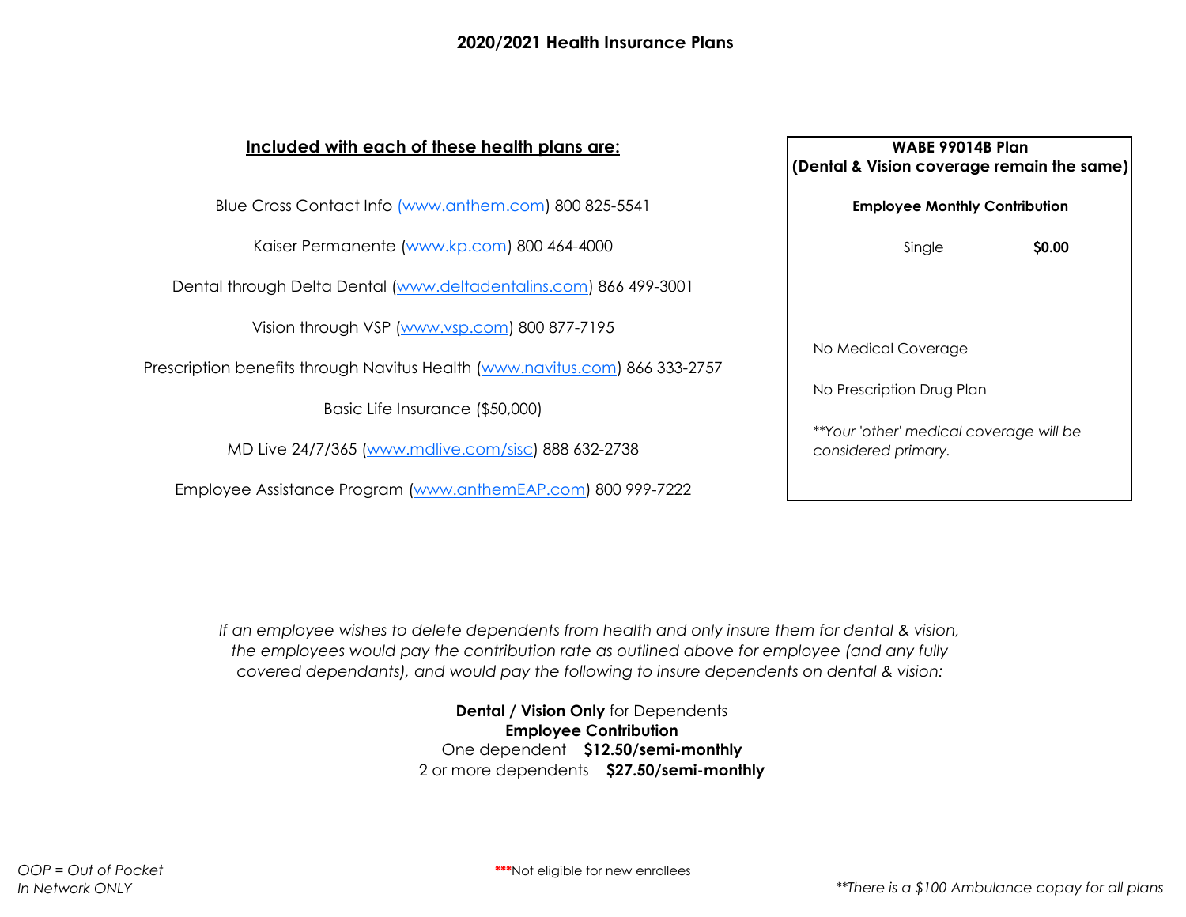# 2020/2021 Health Insurance Plans

**Included with each of these health plans are:**

Blue Cross Contact Info (www.anthem.com) 800 825-5541

Kaiser Permanente (www.kp.com) 800 464-4000

Dental through Delta Dental (www.deltadentalins.com) 866 499-3001

Vision through VSP (www.vsp.com) 800 877-7195

Prescription benefits through Navitus Health (www.navitus.com) 866 333-2757

Basic Life Insurance ($50,000)

MD Live 24/7/365 (www.mdlive.com/sisc) 888 632-2738

Employee Assistance Program (www.anthemEAP.com) 800 999-7222

**WABE 99014B Plan**
**(Dental & Vision coverage remain the same)**

**Employee Monthly Contribution**

| | |
|---|---|
| Single | **$0.00** |

No Medical Coverage

No Prescription Drug Plan

*\*\*Your 'other' medical coverage will be considered primary.*

*If an employee wishes to delete dependents from health and only insure them for dental & vision, the employees would pay the contribution rate as outlined above for employee (and any fully covered dependants), and would pay the following to insure dependents on dental & vision:*

**Dental / Vision Only** for Dependents
**Employee Contribution**

| | |
|---|---|
| One dependent | **$12.50/semi-monthly** |
| 2 or more dependents | **$27.50/semi-monthly** |

*OOP = Out of Pocket*
*In Network ONLY*

***Not eligible for new enrollees

*\*\*There is a $100 Ambulance copay for all plans*